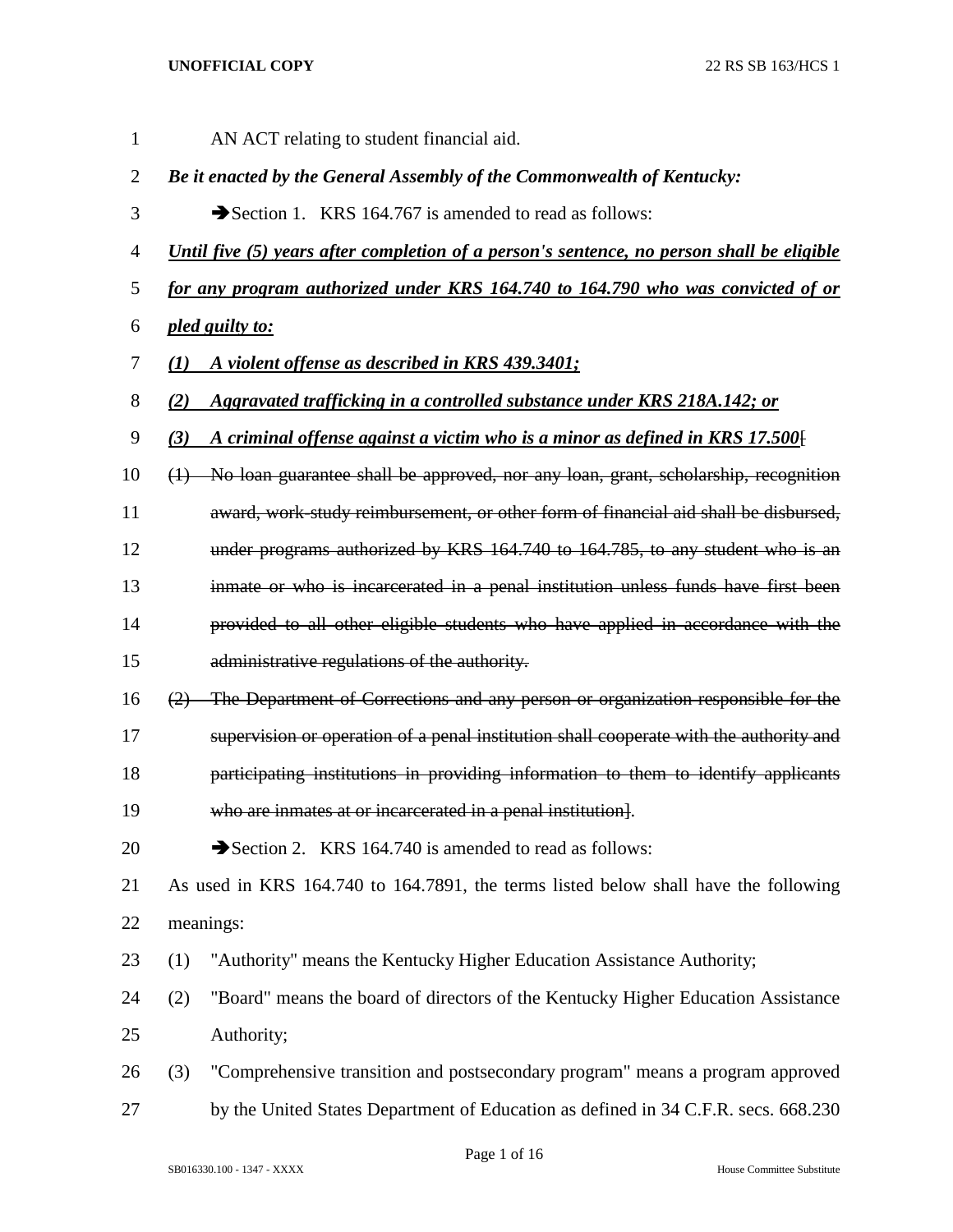AN ACT relating to student financial aid.

***Be it enacted by the General Assembly of the Commonwealth of Kentucky:***

➔Section 1. KRS 164.767 is amended to read as follows:

***Until five (5) years after completion of a person's sentence, no person shall be eligible for any program authorized under KRS 164.740 to 164.790 who was convicted of or pled guilty to:***

***(1) A violent offense as described in KRS 439.3401;***

***(2) Aggravated trafficking in a controlled substance under KRS 218A.142; or***

***(3) A criminal offense against a victim who is a minor as defined in KRS 17.500***[

~~(1) No loan guarantee shall be approved, nor any loan, grant, scholarship, recognition award, work-study reimbursement, or other form of financial aid shall be disbursed, under programs authorized by KRS 164.740 to 164.785, to any student who is an inmate or who is incarcerated in a penal institution unless funds have first been provided to all other eligible students who have applied in accordance with the administrative regulations of the authority.~~

~~(2) The Department of Corrections and any person or organization responsible for the supervision or operation of a penal institution shall cooperate with the authority and participating institutions in providing information to them to identify applicants who are inmates at or incarcerated in a penal institution~~].

➔Section 2. KRS 164.740 is amended to read as follows:

As used in KRS 164.740 to 164.7891, the terms listed below shall have the following meanings:

(1) "Authority" means the Kentucky Higher Education Assistance Authority;

(2) "Board" means the board of directors of the Kentucky Higher Education Assistance Authority;

(3) "Comprehensive transition and postsecondary program" means a program approved by the United States Department of Education as defined in 34 C.F.R. secs. 668.230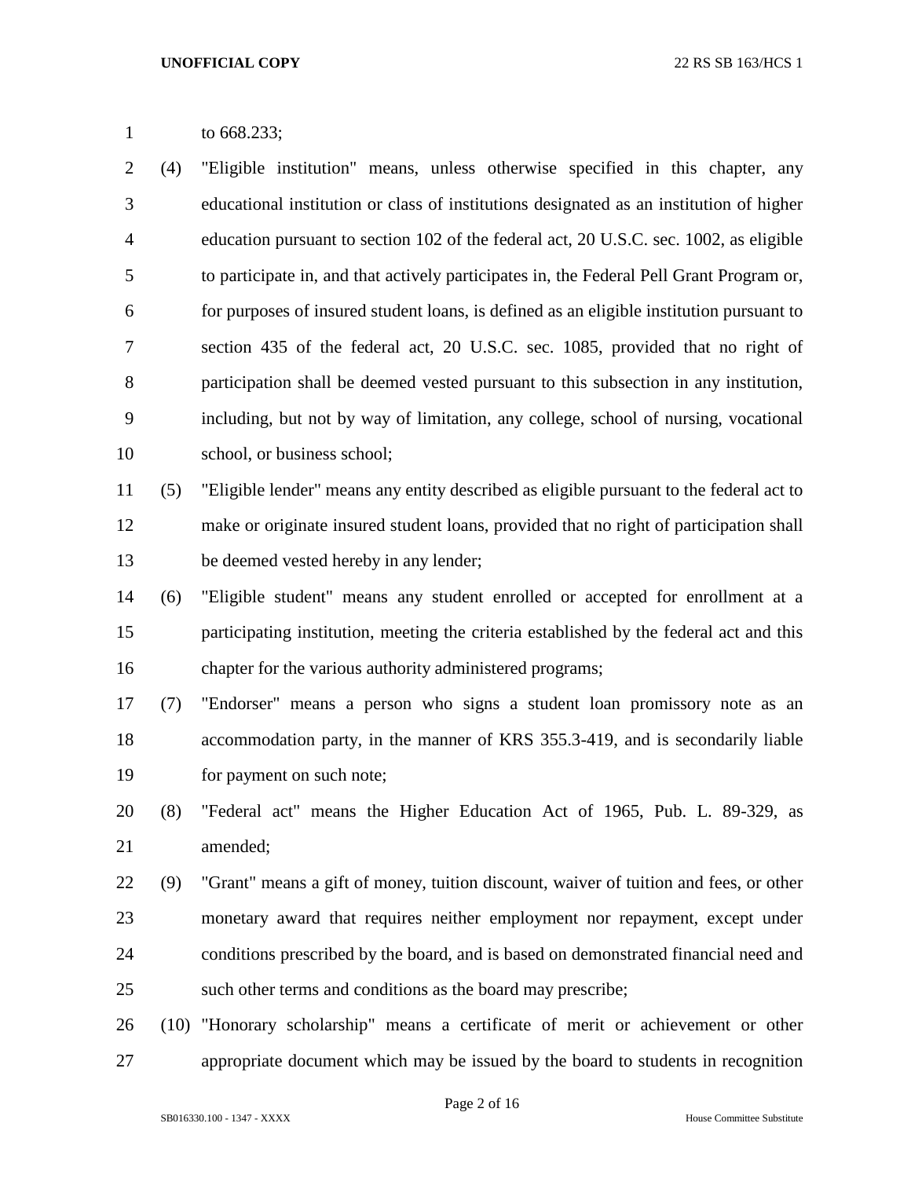to 668.233;

(4) "Eligible institution" means, unless otherwise specified in this chapter, any educational institution or class of institutions designated as an institution of higher education pursuant to section 102 of the federal act, 20 U.S.C. sec. 1002, as eligible to participate in, and that actively participates in, the Federal Pell Grant Program or, for purposes of insured student loans, is defined as an eligible institution pursuant to section 435 of the federal act, 20 U.S.C. sec. 1085, provided that no right of participation shall be deemed vested pursuant to this subsection in any institution, including, but not by way of limitation, any college, school of nursing, vocational school, or business school;

(5) "Eligible lender" means any entity described as eligible pursuant to the federal act to make or originate insured student loans, provided that no right of participation shall be deemed vested hereby in any lender;

(6) "Eligible student" means any student enrolled or accepted for enrollment at a participating institution, meeting the criteria established by the federal act and this chapter for the various authority administered programs;

(7) "Endorser" means a person who signs a student loan promissory note as an accommodation party, in the manner of KRS 355.3-419, and is secondarily liable for payment on such note;

(8) "Federal act" means the Higher Education Act of 1965, Pub. L. 89-329, as amended;

(9) "Grant" means a gift of money, tuition discount, waiver of tuition and fees, or other monetary award that requires neither employment nor repayment, except under conditions prescribed by the board, and is based on demonstrated financial need and such other terms and conditions as the board may prescribe;

(10) "Honorary scholarship" means a certificate of merit or achievement or other appropriate document which may be issued by the board to students in recognition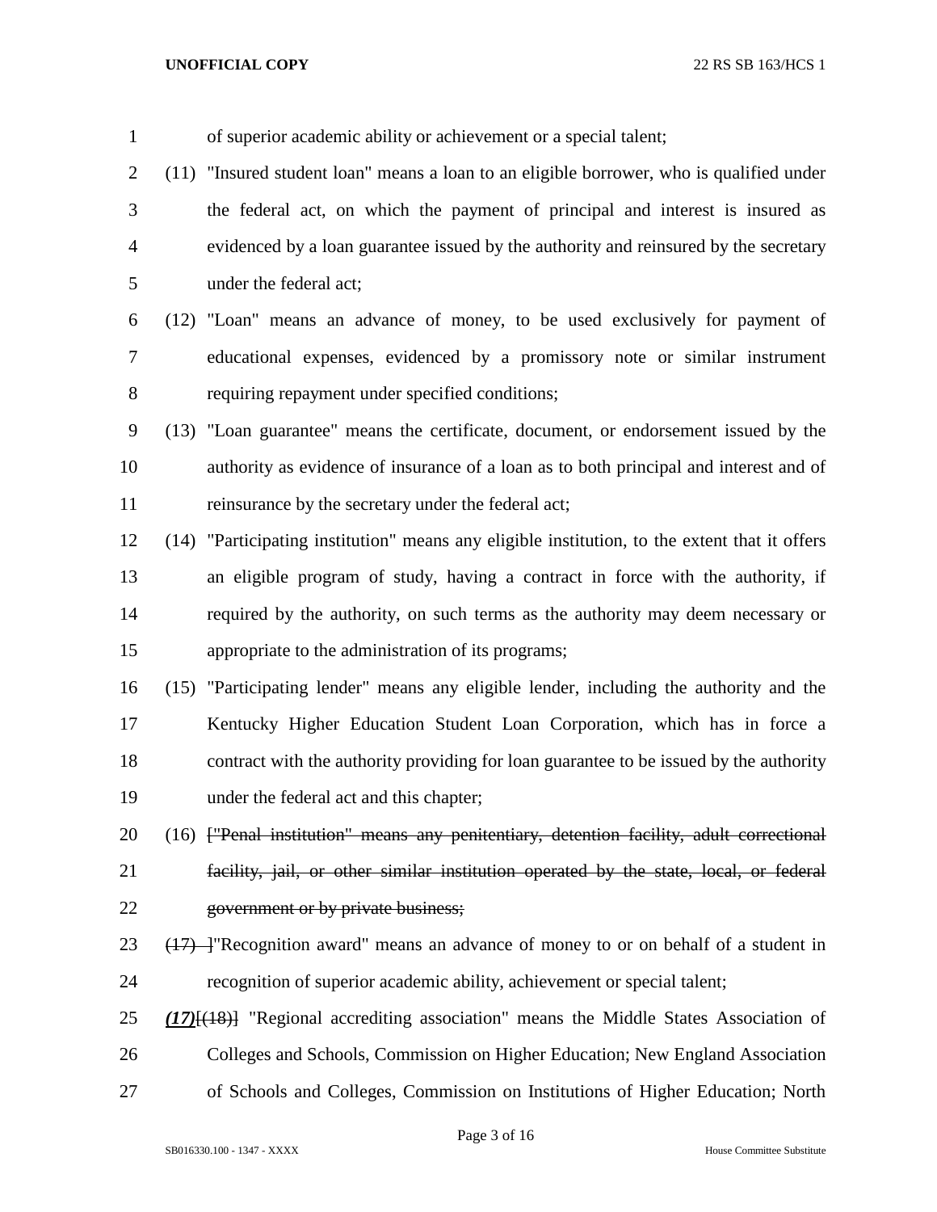of superior academic ability or achievement or a special talent;

(11) "Insured student loan" means a loan to an eligible borrower, who is qualified under the federal act, on which the payment of principal and interest is insured as evidenced by a loan guarantee issued by the authority and reinsured by the secretary under the federal act;

(12) "Loan" means an advance of money, to be used exclusively for payment of educational expenses, evidenced by a promissory note or similar instrument requiring repayment under specified conditions;

(13) "Loan guarantee" means the certificate, document, or endorsement issued by the authority as evidence of insurance of a loan as to both principal and interest and of reinsurance by the secretary under the federal act;

(14) "Participating institution" means any eligible institution, to the extent that it offers an eligible program of study, having a contract in force with the authority, if required by the authority, on such terms as the authority may deem necessary or appropriate to the administration of its programs;

(15) "Participating lender" means any eligible lender, including the authority and the Kentucky Higher Education Student Loan Corporation, which has in force a contract with the authority providing for loan guarantee to be issued by the authority under the federal act and this chapter;

(16) [~~"Penal institution" means any penitentiary, detention facility, adult correctional facility, jail, or other similar institution operated by the state, local, or federal government or by private business;~~

~~(17)~~ ]"Recognition award" means an advance of money to or on behalf of a student in recognition of superior academic ability, achievement or special talent;

***(17)***[~~(18)~~] "Regional accrediting association" means the Middle States Association of Colleges and Schools, Commission on Higher Education; New England Association of Schools and Colleges, Commission on Institutions of Higher Education; North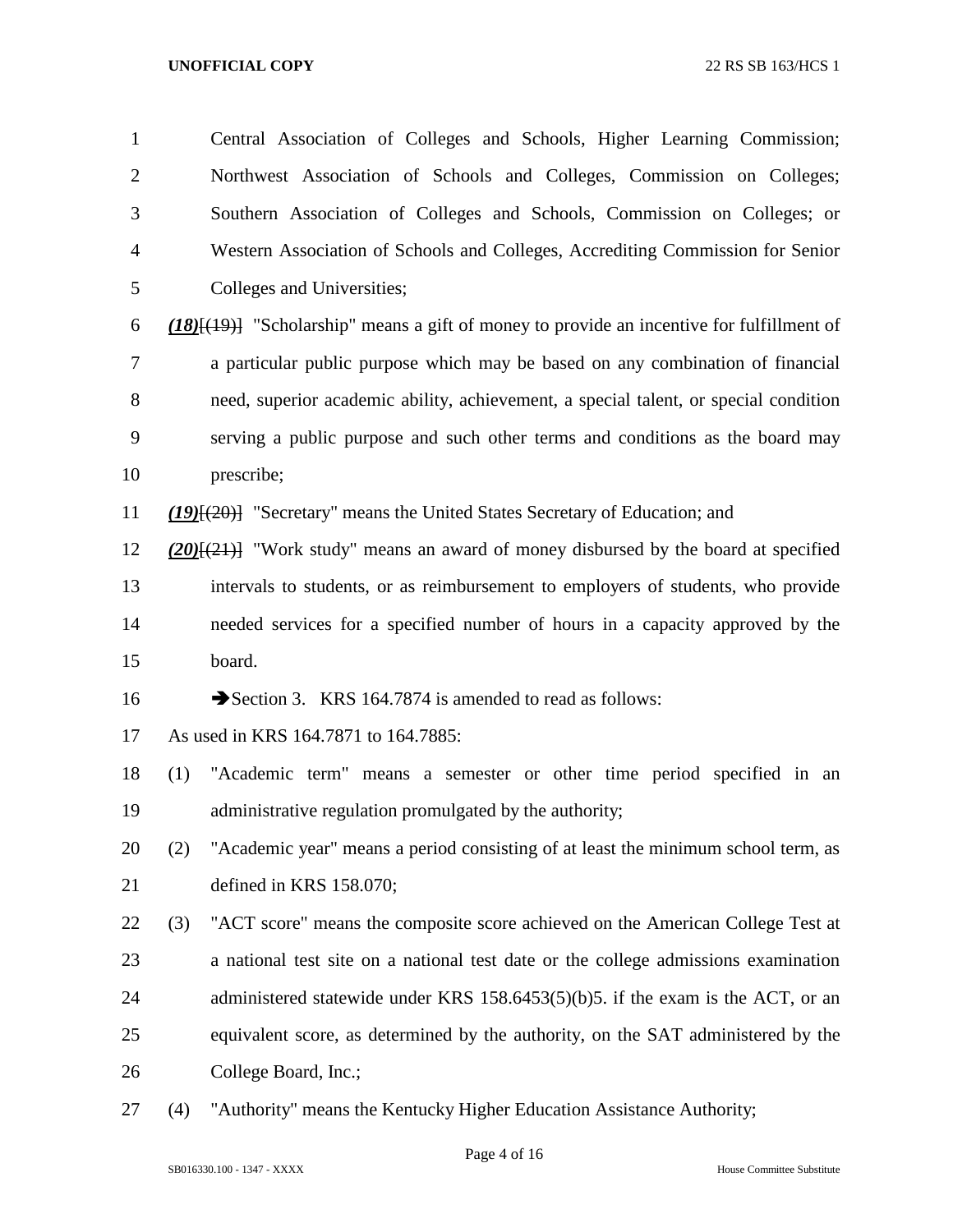Central Association of Colleges and Schools, Higher Learning Commission; Northwest Association of Schools and Colleges, Commission on Colleges; Southern Association of Colleges and Schools, Commission on Colleges; or Western Association of Schools and Colleges, Accrediting Commission for Senior Colleges and Universities;

***(18)***~~[(19)]~~ "Scholarship" means a gift of money to provide an incentive for fulfillment of a particular public purpose which may be based on any combination of financial need, superior academic ability, achievement, a special talent, or special condition serving a public purpose and such other terms and conditions as the board may prescribe;

***(19)***~~[(20)]~~ "Secretary" means the United States Secretary of Education; and

***(20)***~~[(21)]~~ "Work study" means an award of money disbursed by the board at specified intervals to students, or as reimbursement to employers of students, who provide needed services for a specified number of hours in a capacity approved by the board.

➔Section 3. KRS 164.7874 is amended to read as follows:

As used in KRS 164.7871 to 164.7885:

(1) "Academic term" means a semester or other time period specified in an administrative regulation promulgated by the authority;

(2) "Academic year" means a period consisting of at least the minimum school term, as defined in KRS 158.070;

(3) "ACT score" means the composite score achieved on the American College Test at a national test site on a national test date or the college admissions examination administered statewide under KRS 158.6453(5)(b)5. if the exam is the ACT, or an equivalent score, as determined by the authority, on the SAT administered by the College Board, Inc.;

(4) "Authority" means the Kentucky Higher Education Assistance Authority;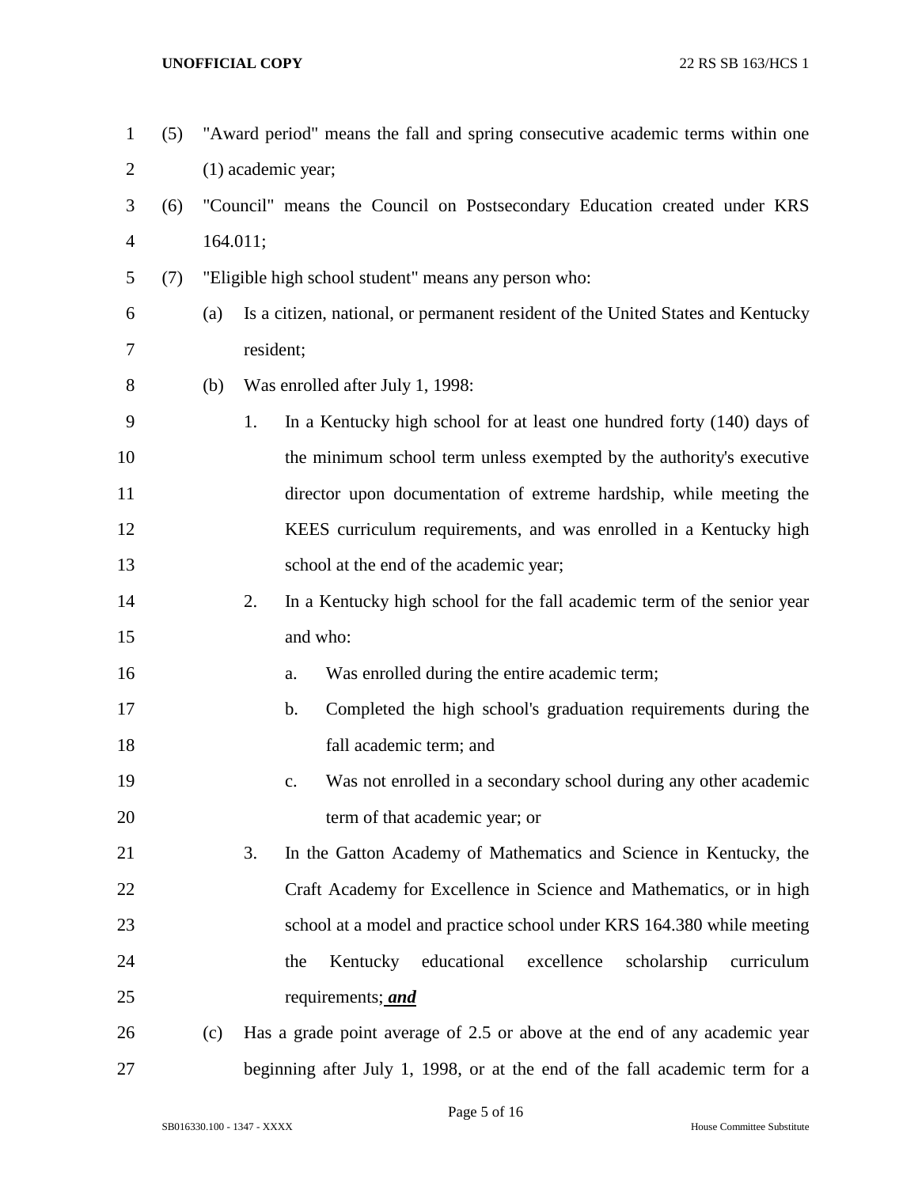(5) "Award period" means the fall and spring consecutive academic terms within one (1) academic year;

(6) "Council" means the Council on Postsecondary Education created under KRS 164.011;

(7) "Eligible high school student" means any person who:

(a) Is a citizen, national, or permanent resident of the United States and Kentucky resident;

(b) Was enrolled after July 1, 1998:

1. In a Kentucky high school for at least one hundred forty (140) days of the minimum school term unless exempted by the authority's executive director upon documentation of extreme hardship, while meeting the KEES curriculum requirements, and was enrolled in a Kentucky high school at the end of the academic year;

2. In a Kentucky high school for the fall academic term of the senior year and who:

a. Was enrolled during the entire academic term;

b. Completed the high school's graduation requirements during the fall academic term; and

c. Was not enrolled in a secondary school during any other academic term of that academic year; or

3. In the Gatton Academy of Mathematics and Science in Kentucky, the Craft Academy for Excellence in Science and Mathematics, or in high school at a model and practice school under KRS 164.380 while meeting the Kentucky educational excellence scholarship curriculum requirements; ***and***

(c) Has a grade point average of 2.5 or above at the end of any academic year beginning after July 1, 1998, or at the end of the fall academic term for a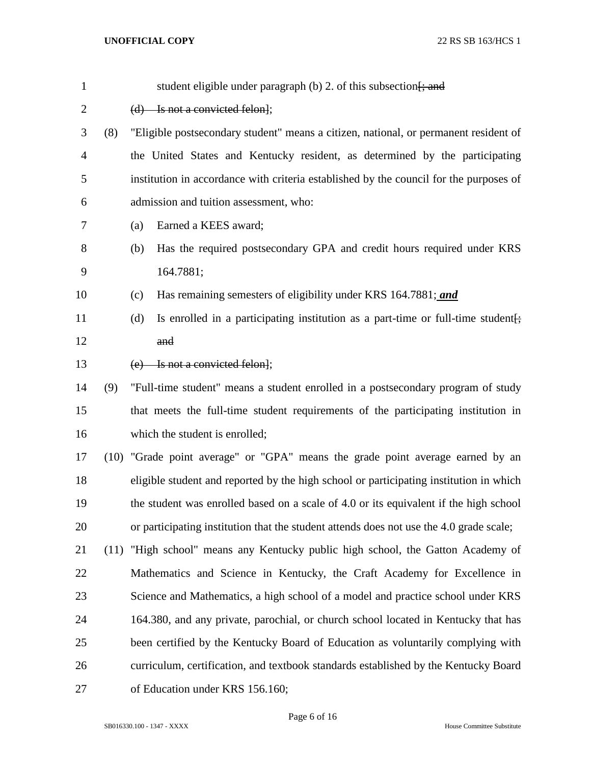student eligible under paragraph (b) 2. of this subsection~~[; and~~

~~(d) Is not a convicted felon]~~;

(8) "Eligible postsecondary student" means a citizen, national, or permanent resident of the United States and Kentucky resident, as determined by the participating institution in accordance with criteria established by the council for the purposes of admission and tuition assessment, who:

(a) Earned a KEES award;

(b) Has the required postsecondary GPA and credit hours required under KRS 164.7881;

(c) Has remaining semesters of eligibility under KRS 164.7881; ***and***

(d) Is enrolled in a participating institution as a part-time or full-time student~~[; and~~

~~(e) Is not a convicted felon]~~;

(9) "Full-time student" means a student enrolled in a postsecondary program of study that meets the full-time student requirements of the participating institution in which the student is enrolled;

(10) "Grade point average" or "GPA" means the grade point average earned by an eligible student and reported by the high school or participating institution in which the student was enrolled based on a scale of 4.0 or its equivalent if the high school or participating institution that the student attends does not use the 4.0 grade scale;

(11) "High school" means any Kentucky public high school, the Gatton Academy of Mathematics and Science in Kentucky, the Craft Academy for Excellence in Science and Mathematics, a high school of a model and practice school under KRS 164.380, and any private, parochial, or church school located in Kentucky that has been certified by the Kentucky Board of Education as voluntarily complying with curriculum, certification, and textbook standards established by the Kentucky Board of Education under KRS 156.160;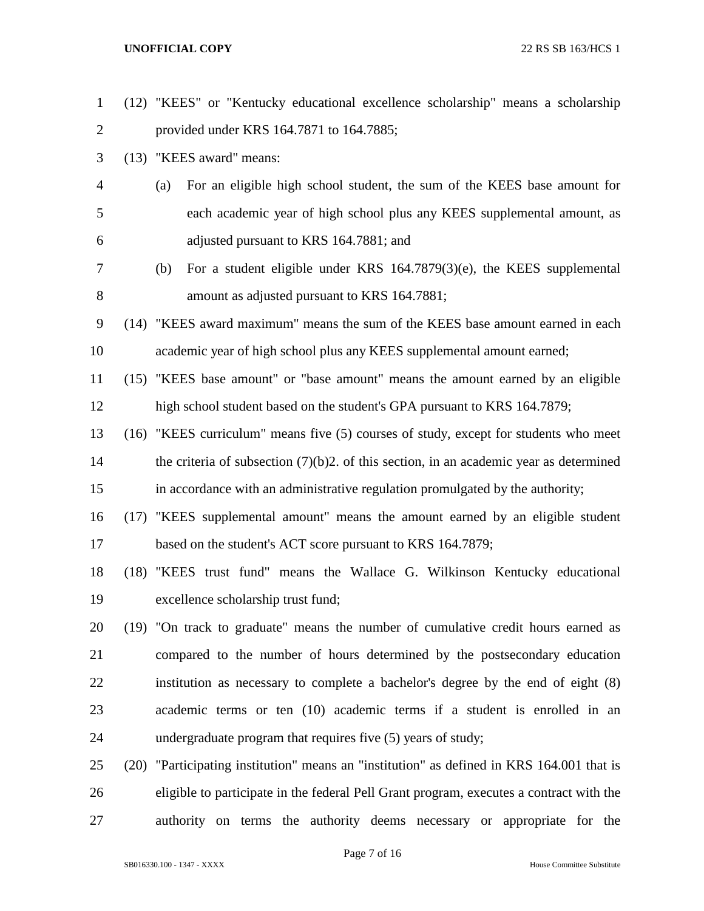(12) "KEES" or "Kentucky educational excellence scholarship" means a scholarship provided under KRS 164.7871 to 164.7885;

(13) "KEES award" means:

(a) For an eligible high school student, the sum of the KEES base amount for each academic year of high school plus any KEES supplemental amount, as adjusted pursuant to KRS 164.7881; and

(b) For a student eligible under KRS 164.7879(3)(e), the KEES supplemental amount as adjusted pursuant to KRS 164.7881;

(14) "KEES award maximum" means the sum of the KEES base amount earned in each academic year of high school plus any KEES supplemental amount earned;

(15) "KEES base amount" or "base amount" means the amount earned by an eligible high school student based on the student's GPA pursuant to KRS 164.7879;

(16) "KEES curriculum" means five (5) courses of study, except for students who meet the criteria of subsection (7)(b)2. of this section, in an academic year as determined in accordance with an administrative regulation promulgated by the authority;

(17) "KEES supplemental amount" means the amount earned by an eligible student based on the student's ACT score pursuant to KRS 164.7879;

(18) "KEES trust fund" means the Wallace G. Wilkinson Kentucky educational excellence scholarship trust fund;

(19) "On track to graduate" means the number of cumulative credit hours earned as compared to the number of hours determined by the postsecondary education institution as necessary to complete a bachelor's degree by the end of eight (8) academic terms or ten (10) academic terms if a student is enrolled in an undergraduate program that requires five (5) years of study;

(20) "Participating institution" means an "institution" as defined in KRS 164.001 that is eligible to participate in the federal Pell Grant program, executes a contract with the authority on terms the authority deems necessary or appropriate for the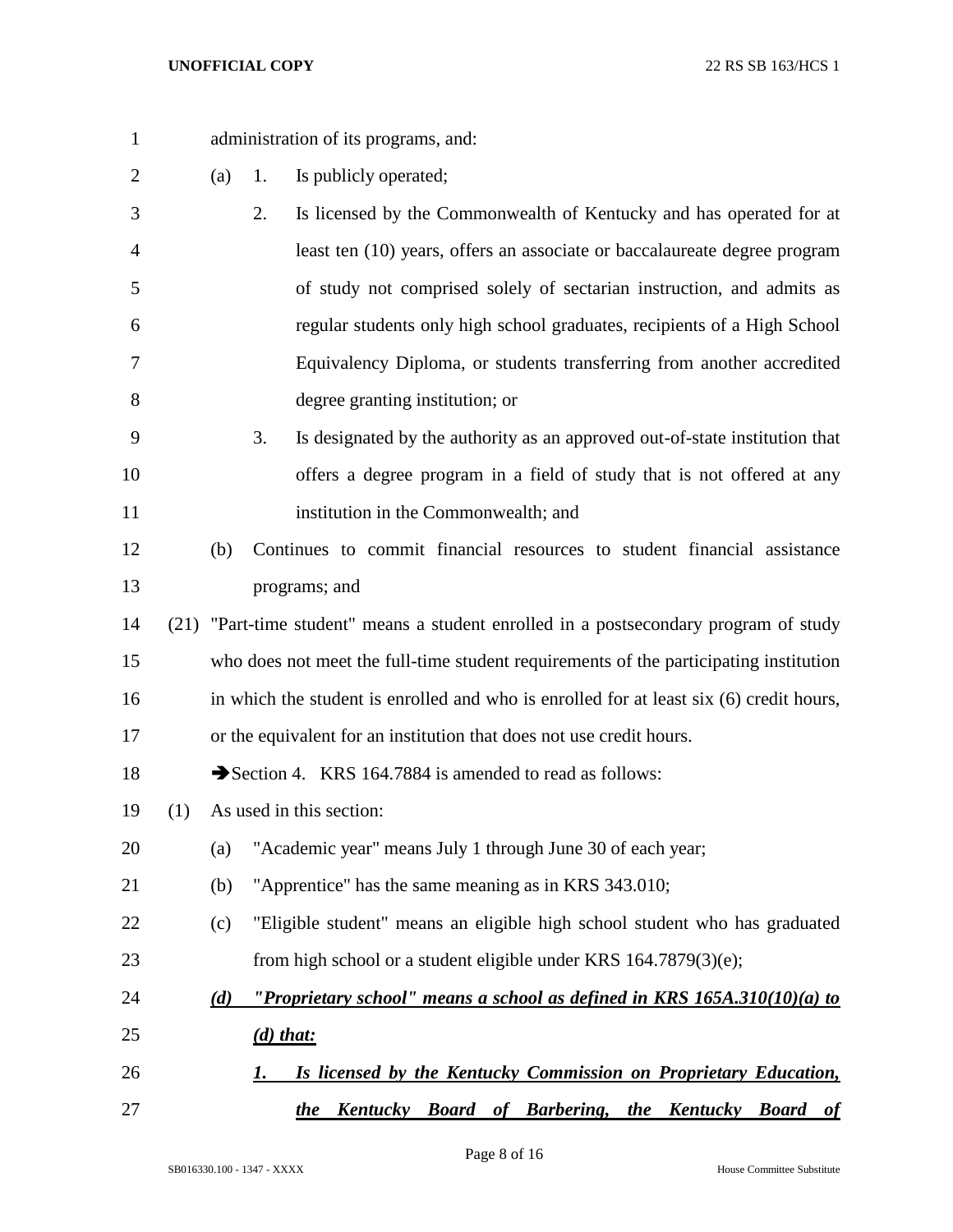administration of its programs, and:

(a) 1. Is publicly operated;

2. Is licensed by the Commonwealth of Kentucky and has operated for at least ten (10) years, offers an associate or baccalaureate degree program of study not comprised solely of sectarian instruction, and admits as regular students only high school graduates, recipients of a High School Equivalency Diploma, or students transferring from another accredited degree granting institution; or

3. Is designated by the authority as an approved out-of-state institution that offers a degree program in a field of study that is not offered at any institution in the Commonwealth; and

(b) Continues to commit financial resources to student financial assistance programs; and

(21) "Part-time student" means a student enrolled in a postsecondary program of study who does not meet the full-time student requirements of the participating institution in which the student is enrolled and who is enrolled for at least six (6) credit hours, or the equivalent for an institution that does not use credit hours.

➔Section 4. KRS 164.7884 is amended to read as follows:

(1) As used in this section:

(a) "Academic year" means July 1 through June 30 of each year;

(b) "Apprentice" has the same meaning as in KRS 343.010;

(c) "Eligible student" means an eligible high school student who has graduated from high school or a student eligible under KRS 164.7879(3)(e);

***(d) "Proprietary school" means a school as defined in KRS 165A.310(10)(a) to (d) that:***

***1. Is licensed by the Kentucky Commission on Proprietary Education, the Kentucky Board of Barbering, the Kentucky Board of***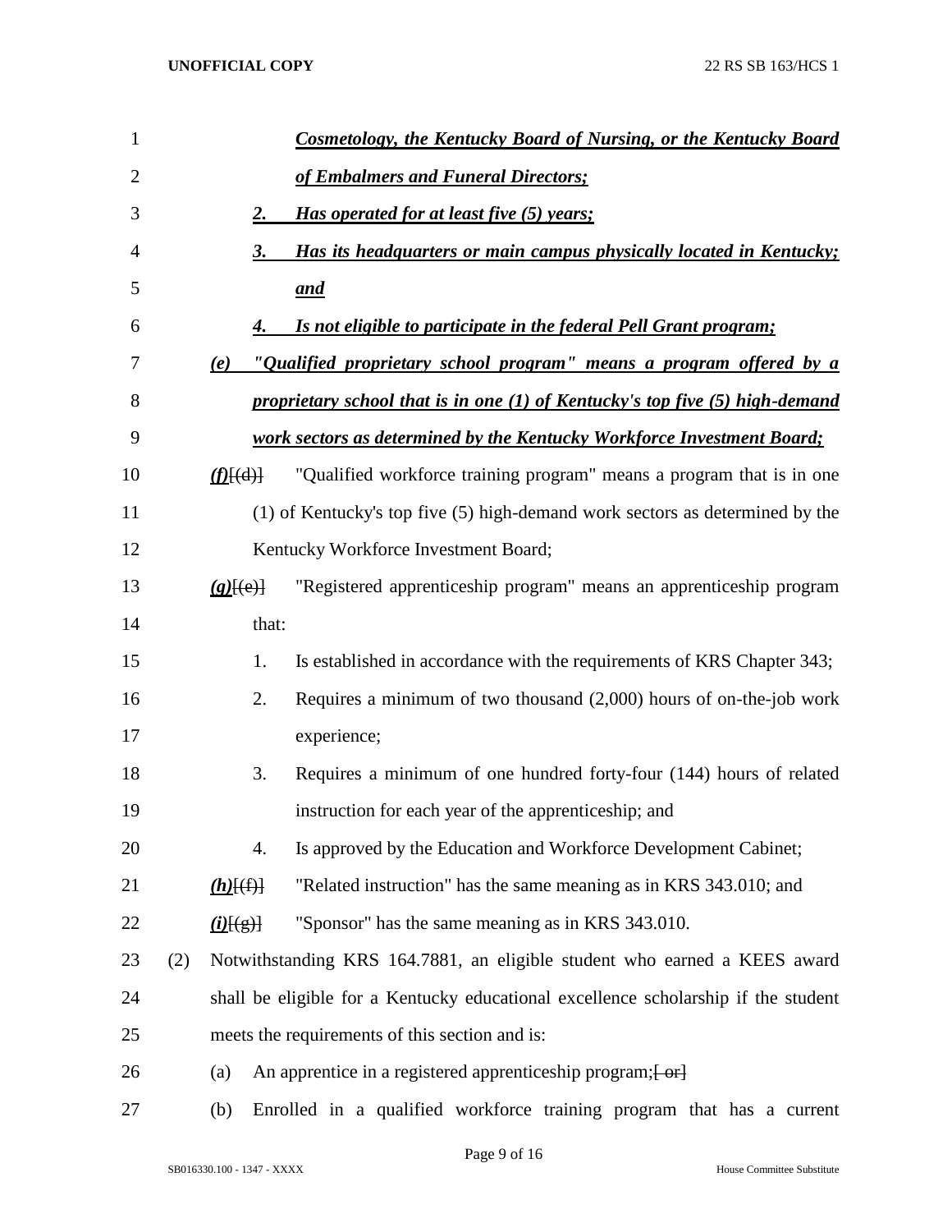***Cosmetology, the Kentucky Board of Nursing, or the Kentucky Board of Embalmers and Funeral Directors;***

***2. Has operated for at least five (5) years;***

***3. Has its headquarters or main campus physically located in Kentucky; and***

***4. Is not eligible to participate in the federal Pell Grant program;***

***(e) "Qualified proprietary school program" means a program offered by a proprietary school that is in one (1) of Kentucky's top five (5) high-demand work sectors as determined by the Kentucky Workforce Investment Board;***

***(f)***[(d)] "Qualified workforce training program" means a program that is in one (1) of Kentucky's top five (5) high-demand work sectors as determined by the Kentucky Workforce Investment Board;

***(g)***[(e)] "Registered apprenticeship program" means an apprenticeship program that:

1. Is established in accordance with the requirements of KRS Chapter 343;
2. Requires a minimum of two thousand (2,000) hours of on-the-job work experience;
3. Requires a minimum of one hundred forty-four (144) hours of related instruction for each year of the apprenticeship; and
4. Is approved by the Education and Workforce Development Cabinet;

***(h)***[(f)] "Related instruction" has the same meaning as in KRS 343.010; and

***(i)***[(g)] "Sponsor" has the same meaning as in KRS 343.010.

(2) Notwithstanding KRS 164.7881, an eligible student who earned a KEES award shall be eligible for a Kentucky educational excellence scholarship if the student meets the requirements of this section and is:

(a) An apprentice in a registered apprenticeship program;[ ~~or~~]

(b) Enrolled in a qualified workforce training program that has a current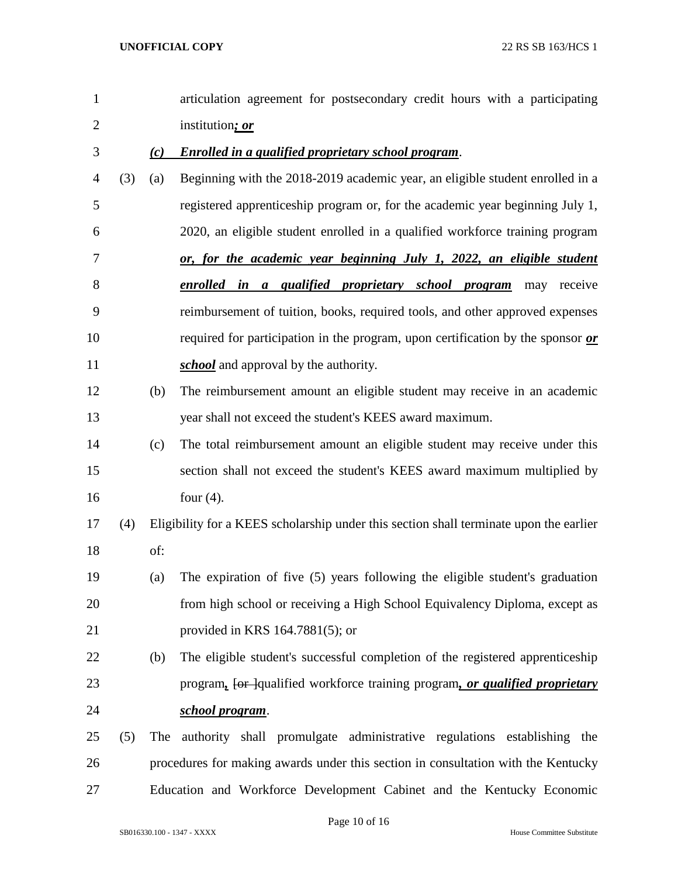articulation agreement for postsecondary credit hours with a participating institution***; or***

***(c) Enrolled in a qualified proprietary school program***.

(3) (a) Beginning with the 2018-2019 academic year, an eligible student enrolled in a registered apprenticeship program or, for the academic year beginning July 1, 2020, an eligible student enrolled in a qualified workforce training program ***or, for the academic year beginning July 1, 2022, an eligible student enrolled in a qualified proprietary school program*** may receive reimbursement of tuition, books, required tools, and other approved expenses required for participation in the program, upon certification by the sponsor ***or school*** and approval by the authority.

(b) The reimbursement amount an eligible student may receive in an academic year shall not exceed the student's KEES award maximum.

(c) The total reimbursement amount an eligible student may receive under this section shall not exceed the student's KEES award maximum multiplied by four (4).

(4) Eligibility for a KEES scholarship under this section shall terminate upon the earlier of:

(a) The expiration of five (5) years following the eligible student's graduation from high school or receiving a High School Equivalency Diploma, except as provided in KRS 164.7881(5); or

(b) The eligible student's successful completion of the registered apprenticeship program***,*** ~~[or ]~~qualified workforce training program***, or qualified proprietary school program***.

(5) The authority shall promulgate administrative regulations establishing the procedures for making awards under this section in consultation with the Kentucky Education and Workforce Development Cabinet and the Kentucky Economic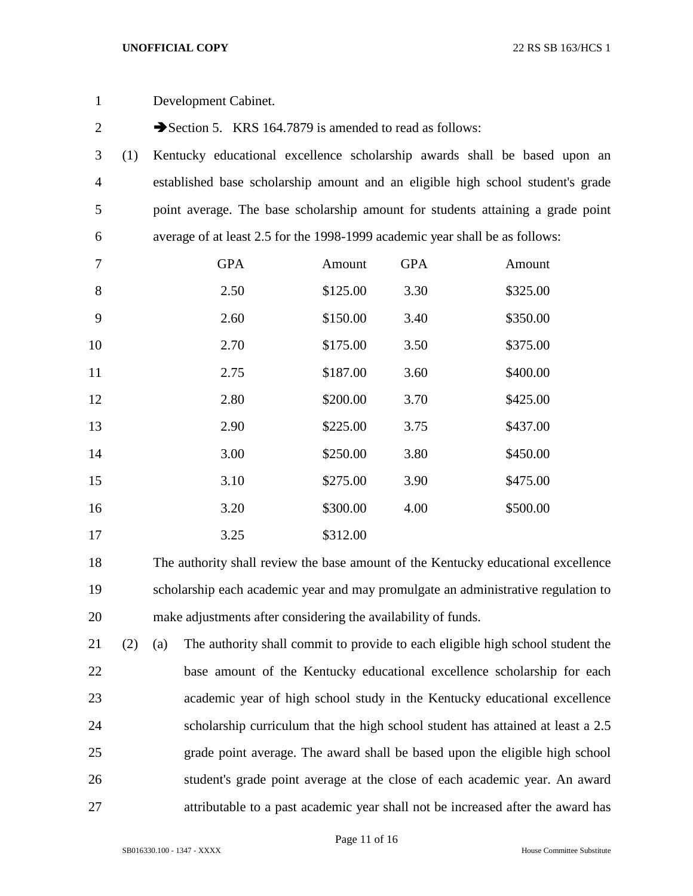Development Cabinet.

➔Section 5. KRS 164.7879 is amended to read as follows:

(1) Kentucky educational excellence scholarship awards shall be based upon an established base scholarship amount and an eligible high school student's grade point average. The base scholarship amount for students attaining a grade point average of at least 2.5 for the 1998-1999 academic year shall be as follows:

| GPA | Amount | GPA | Amount |
|---|---|---|---|
| 2.50 | $125.00 | 3.30 | $325.00 |
| 2.60 | $150.00 | 3.40 | $350.00 |
| 2.70 | $175.00 | 3.50 | $375.00 |
| 2.75 | $187.00 | 3.60 | $400.00 |
| 2.80 | $200.00 | 3.70 | $425.00 |
| 2.90 | $225.00 | 3.75 | $437.00 |
| 3.00 | $250.00 | 3.80 | $450.00 |
| 3.10 | $275.00 | 3.90 | $475.00 |
| 3.20 | $300.00 | 4.00 | $500.00 |
| 3.25 | $312.00 | | |

The authority shall review the base amount of the Kentucky educational excellence scholarship each academic year and may promulgate an administrative regulation to make adjustments after considering the availability of funds.

(2) (a) The authority shall commit to provide to each eligible high school student the base amount of the Kentucky educational excellence scholarship for each academic year of high school study in the Kentucky educational excellence scholarship curriculum that the high school student has attained at least a 2.5 grade point average. The award shall be based upon the eligible high school student's grade point average at the close of each academic year. An award attributable to a past academic year shall not be increased after the award has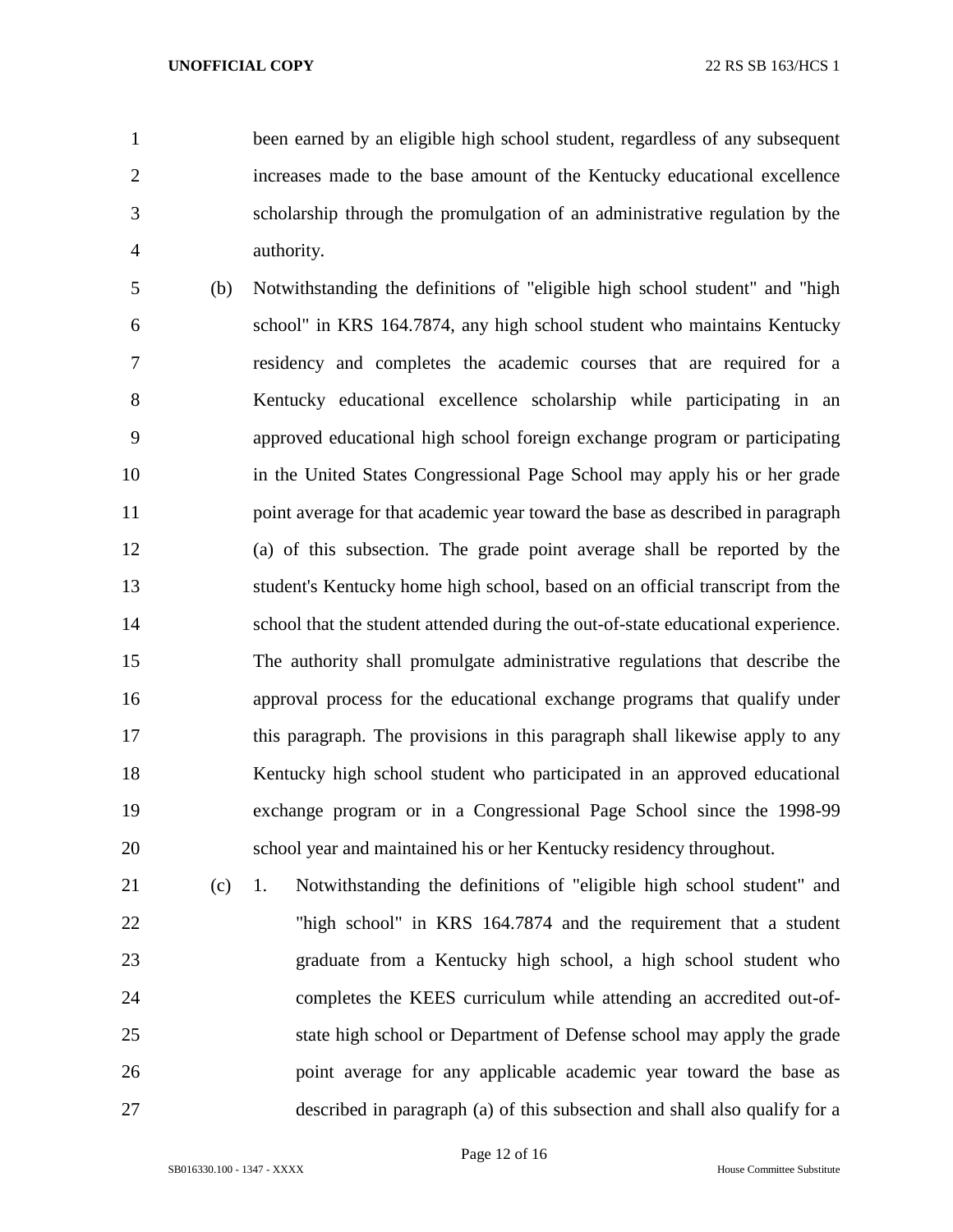been earned by an eligible high school student, regardless of any subsequent increases made to the base amount of the Kentucky educational excellence scholarship through the promulgation of an administrative regulation by the authority.

(b) Notwithstanding the definitions of "eligible high school student" and "high school" in KRS 164.7874, any high school student who maintains Kentucky residency and completes the academic courses that are required for a Kentucky educational excellence scholarship while participating in an approved educational high school foreign exchange program or participating in the United States Congressional Page School may apply his or her grade point average for that academic year toward the base as described in paragraph (a) of this subsection. The grade point average shall be reported by the student's Kentucky home high school, based on an official transcript from the school that the student attended during the out-of-state educational experience. The authority shall promulgate administrative regulations that describe the approval process for the educational exchange programs that qualify under this paragraph. The provisions in this paragraph shall likewise apply to any Kentucky high school student who participated in an approved educational exchange program or in a Congressional Page School since the 1998-99 school year and maintained his or her Kentucky residency throughout.

(c) 1. Notwithstanding the definitions of "eligible high school student" and "high school" in KRS 164.7874 and the requirement that a student graduate from a Kentucky high school, a high school student who completes the KEES curriculum while attending an accredited out-of-state high school or Department of Defense school may apply the grade point average for any applicable academic year toward the base as described in paragraph (a) of this subsection and shall also qualify for a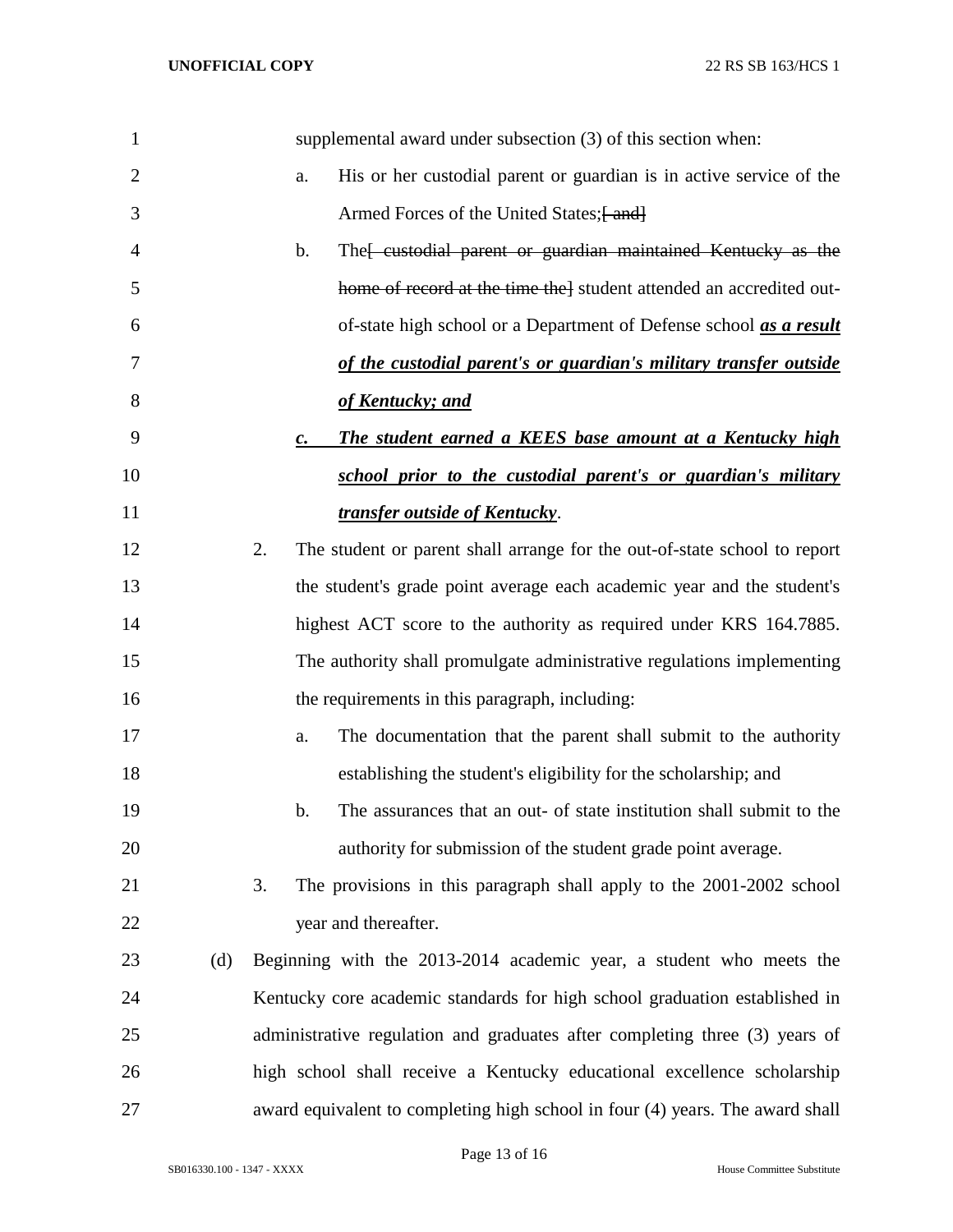supplemental award under subsection (3) of this section when:

a. His or her custodial parent or guardian is in active service of the Armed Forces of the United States;~~[ and]~~

b. The~~[ custodial parent or guardian maintained Kentucky as the home of record at the time the]~~ student attended an accredited out-of-state high school or a Department of Defense school ***as a result of the custodial parent's or guardian's military transfer outside of Kentucky; and***

***c. The student earned a KEES base amount at a Kentucky high school prior to the custodial parent's or guardian's military transfer outside of Kentucky***.

2. The student or parent shall arrange for the out-of-state school to report the student's grade point average each academic year and the student's highest ACT score to the authority as required under KRS 164.7885. The authority shall promulgate administrative regulations implementing the requirements in this paragraph, including:

a. The documentation that the parent shall submit to the authority establishing the student's eligibility for the scholarship; and

b. The assurances that an out- of state institution shall submit to the authority for submission of the student grade point average.

3. The provisions in this paragraph shall apply to the 2001-2002 school year and thereafter.

(d) Beginning with the 2013-2014 academic year, a student who meets the Kentucky core academic standards for high school graduation established in administrative regulation and graduates after completing three (3) years of high school shall receive a Kentucky educational excellence scholarship award equivalent to completing high school in four (4) years. The award shall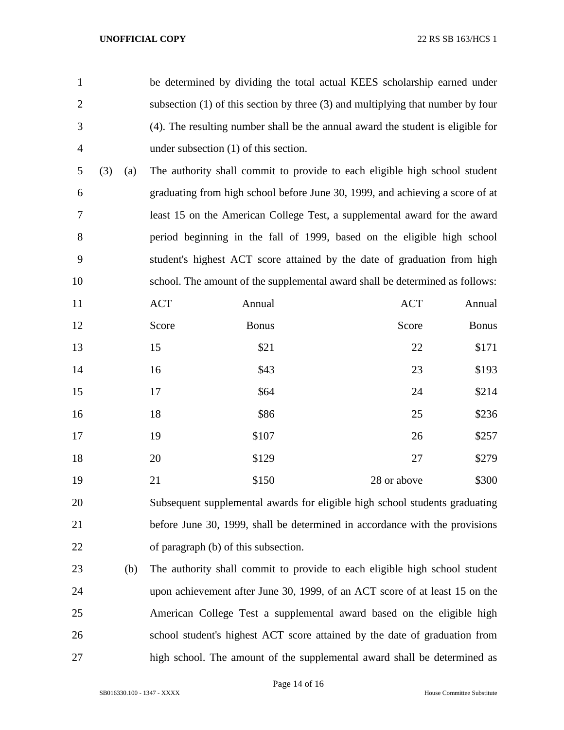be determined by dividing the total actual KEES scholarship earned under subsection (1) of this section by three (3) and multiplying that number by four (4). The resulting number shall be the annual award the student is eligible for under subsection (1) of this section.

(3) (a) The authority shall commit to provide to each eligible high school student graduating from high school before June 30, 1999, and achieving a score of at least 15 on the American College Test, a supplemental award for the award period beginning in the fall of 1999, based on the eligible high school student's highest ACT score attained by the date of graduation from high school. The amount of the supplemental award shall be determined as follows:

| ACT Score | Annual Bonus | ACT Score | Annual Bonus |
|---|---|---|---|
| 15 | $21 | 22 | $171 |
| 16 | $43 | 23 | $193 |
| 17 | $64 | 24 | $214 |
| 18 | $86 | 25 | $236 |
| 19 | $107 | 26 | $257 |
| 20 | $129 | 27 | $279 |
| 21 | $150 | 28 or above | $300 |

Subsequent supplemental awards for eligible high school students graduating before June 30, 1999, shall be determined in accordance with the provisions of paragraph (b) of this subsection.

(b) The authority shall commit to provide to each eligible high school student upon achievement after June 30, 1999, of an ACT score of at least 15 on the American College Test a supplemental award based on the eligible high school student's highest ACT score attained by the date of graduation from high school. The amount of the supplemental award shall be determined as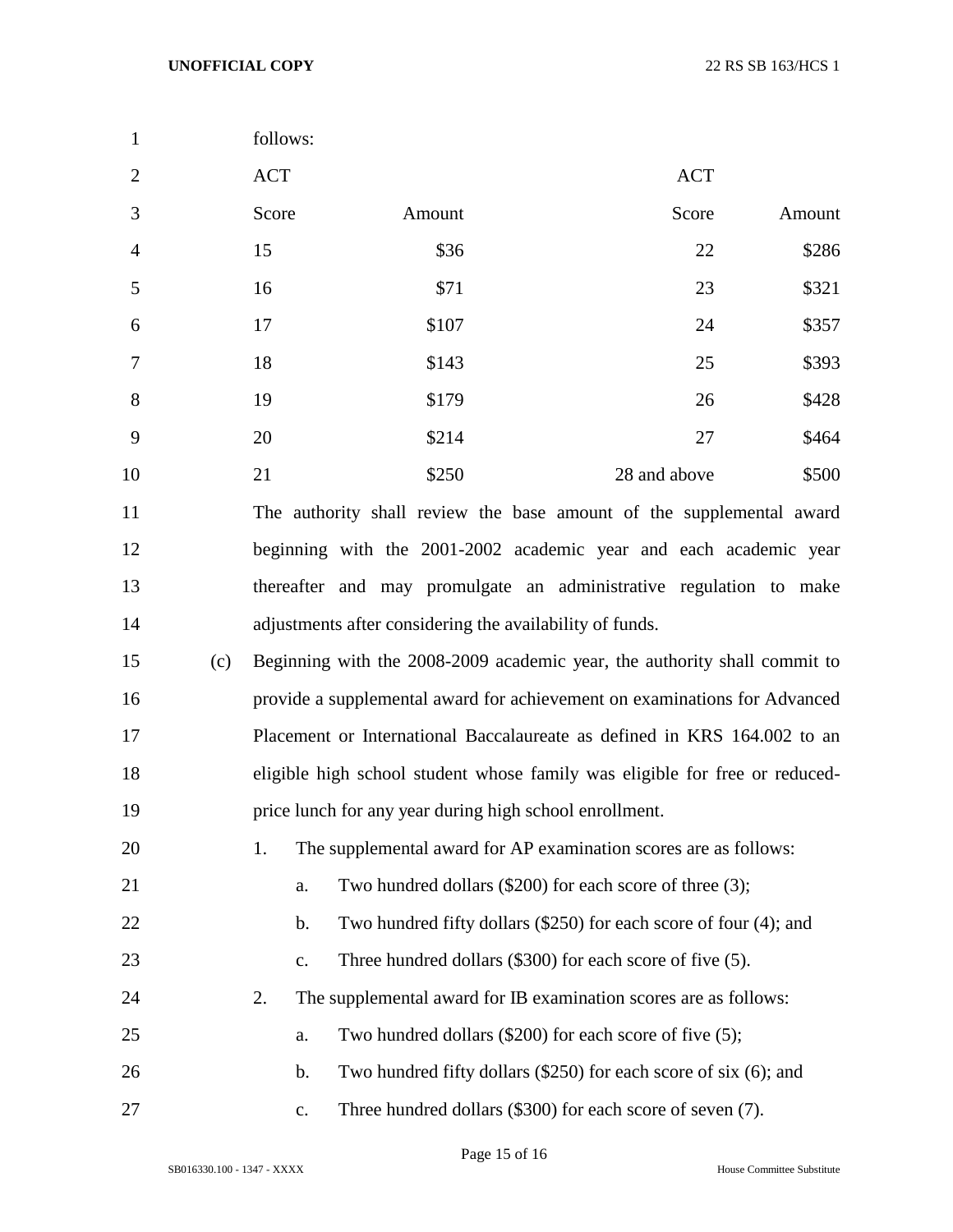follows:

| ACT Score | Amount | ACT Score | Amount |
|---|---|---|---|
| 15 | $36 | 22 | $286 |
| 16 | $71 | 23 | $321 |
| 17 | $107 | 24 | $357 |
| 18 | $143 | 25 | $393 |
| 19 | $179 | 26 | $428 |
| 20 | $214 | 27 | $464 |
| 21 | $250 | 28 and above | $500 |

The authority shall review the base amount of the supplemental award beginning with the 2001-2002 academic year and each academic year thereafter and may promulgate an administrative regulation to make adjustments after considering the availability of funds.

(c) Beginning with the 2008-2009 academic year, the authority shall commit to provide a supplemental award for achievement on examinations for Advanced Placement or International Baccalaureate as defined in KRS 164.002 to an eligible high school student whose family was eligible for free or reduced-price lunch for any year during high school enrollment.

1. The supplemental award for AP examination scores are as follows:
   a. Two hundred dollars ($200) for each score of three (3);
   b. Two hundred fifty dollars ($250) for each score of four (4); and
   c. Three hundred dollars ($300) for each score of five (5).
2. The supplemental award for IB examination scores are as follows:
   a. Two hundred dollars ($200) for each score of five (5);
   b. Two hundred fifty dollars ($250) for each score of six (6); and
   c. Three hundred dollars ($300) for each score of seven (7).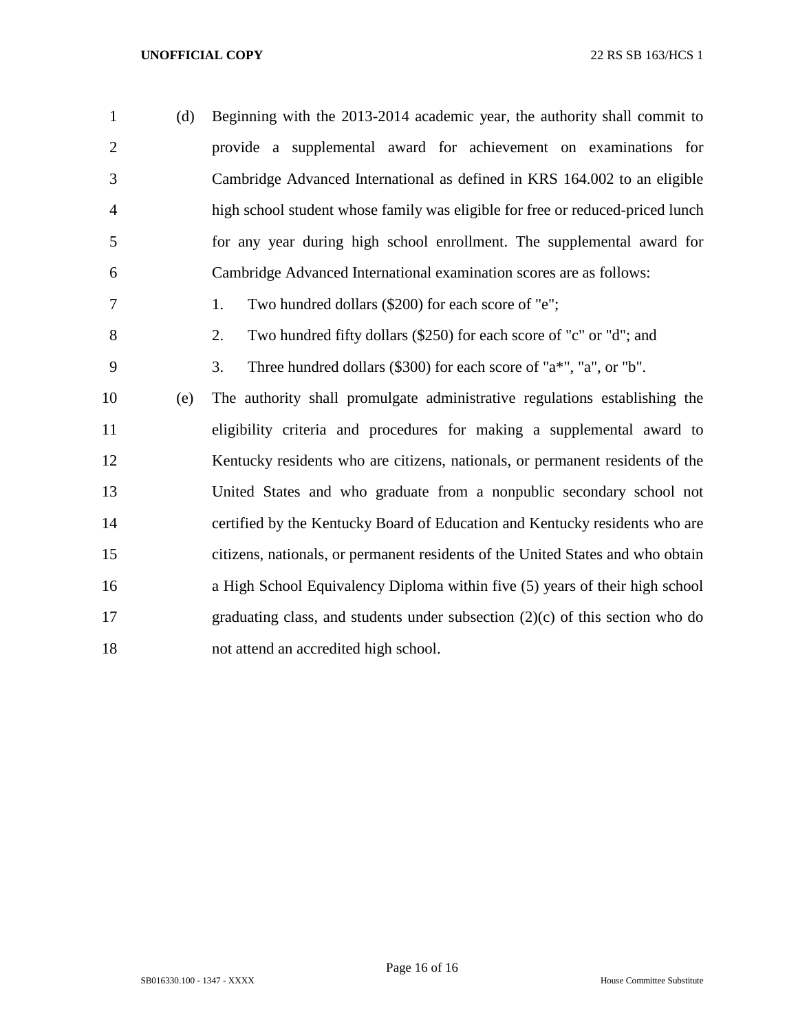(d) Beginning with the 2013-2014 academic year, the authority shall commit to provide a supplemental award for achievement on examinations for Cambridge Advanced International as defined in KRS 164.002 to an eligible high school student whose family was eligible for free or reduced-priced lunch for any year during high school enrollment. The supplemental award for Cambridge Advanced International examination scores are as follows:

1. Two hundred dollars ($200) for each score of "e";
2. Two hundred fifty dollars ($250) for each score of "c" or "d"; and
3. Three hundred dollars ($300) for each score of "a*", "a", or "b".

(e) The authority shall promulgate administrative regulations establishing the eligibility criteria and procedures for making a supplemental award to Kentucky residents who are citizens, nationals, or permanent residents of the United States and who graduate from a nonpublic secondary school not certified by the Kentucky Board of Education and Kentucky residents who are citizens, nationals, or permanent residents of the United States and who obtain a High School Equivalency Diploma within five (5) years of their high school graduating class, and students under subsection (2)(c) of this section who do not attend an accredited high school.